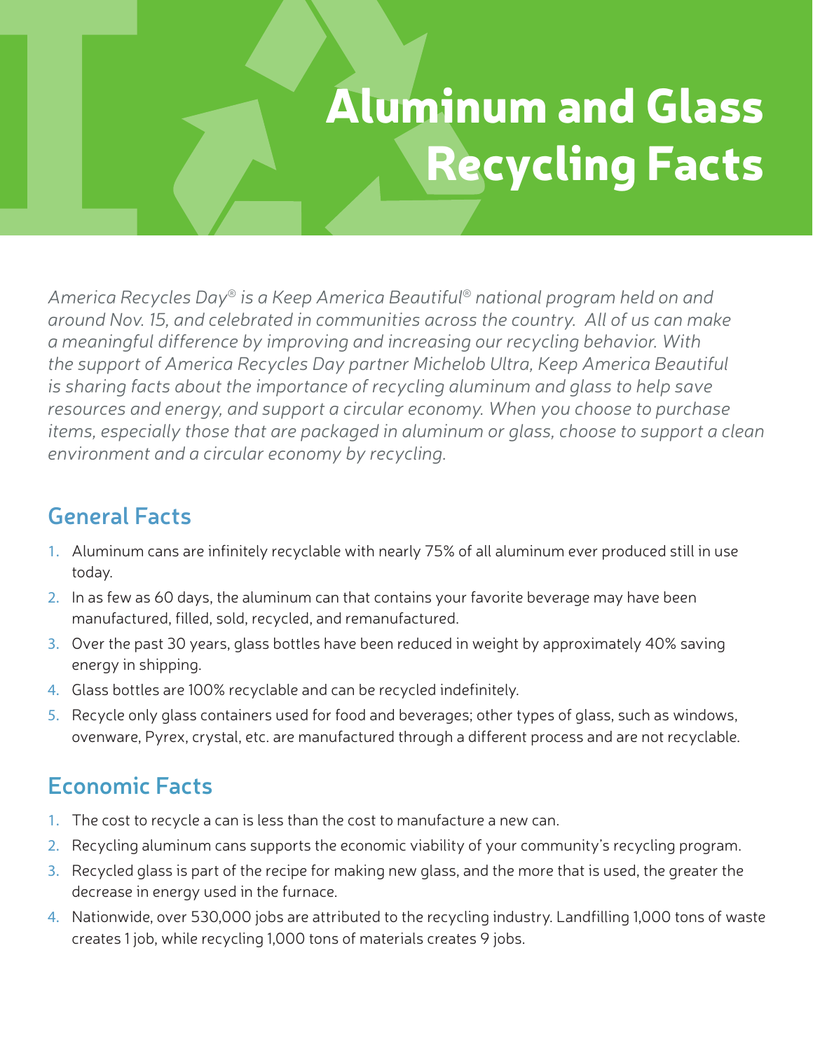# Aluminum and Glass Recycling Facts

*America Recycles Day® is a Keep America Beautiful® national program held on and around Nov. 15, and celebrated in communities across the country. All of us can make a meaningful difference by improving and increasing our recycling behavior. With the support of America Recycles Day partner Michelob Ultra, Keep America Beautiful is sharing facts about the importance of recycling aluminum and glass to help save resources and energy, and support a circular economy. When you choose to purchase items, especially those that are packaged in aluminum or glass, choose to support a clean environment and a circular economy by recycling.*

## General Facts

1. Aluminum cans are infinitely recyclable with nearly 75% of all aluminum ever produced still in use today.
2. In as few as 60 days, the aluminum can that contains your favorite beverage may have been manufactured, filled, sold, recycled, and remanufactured.
3. Over the past 30 years, glass bottles have been reduced in weight by approximately 40% saving energy in shipping.
4. Glass bottles are 100% recyclable and can be recycled indefinitely.
5. Recycle only glass containers used for food and beverages; other types of glass, such as windows, ovenware, Pyrex, crystal, etc. are manufactured through a different process and are not recyclable.

## Economic Facts

1. The cost to recycle a can is less than the cost to manufacture a new can.
2. Recycling aluminum cans supports the economic viability of your community's recycling program.
3. Recycled glass is part of the recipe for making new glass, and the more that is used, the greater the decrease in energy used in the furnace.
4. Nationwide, over 530,000 jobs are attributed to the recycling industry. Landfilling 1,000 tons of waste creates 1 job, while recycling 1,000 tons of materials creates 9 jobs.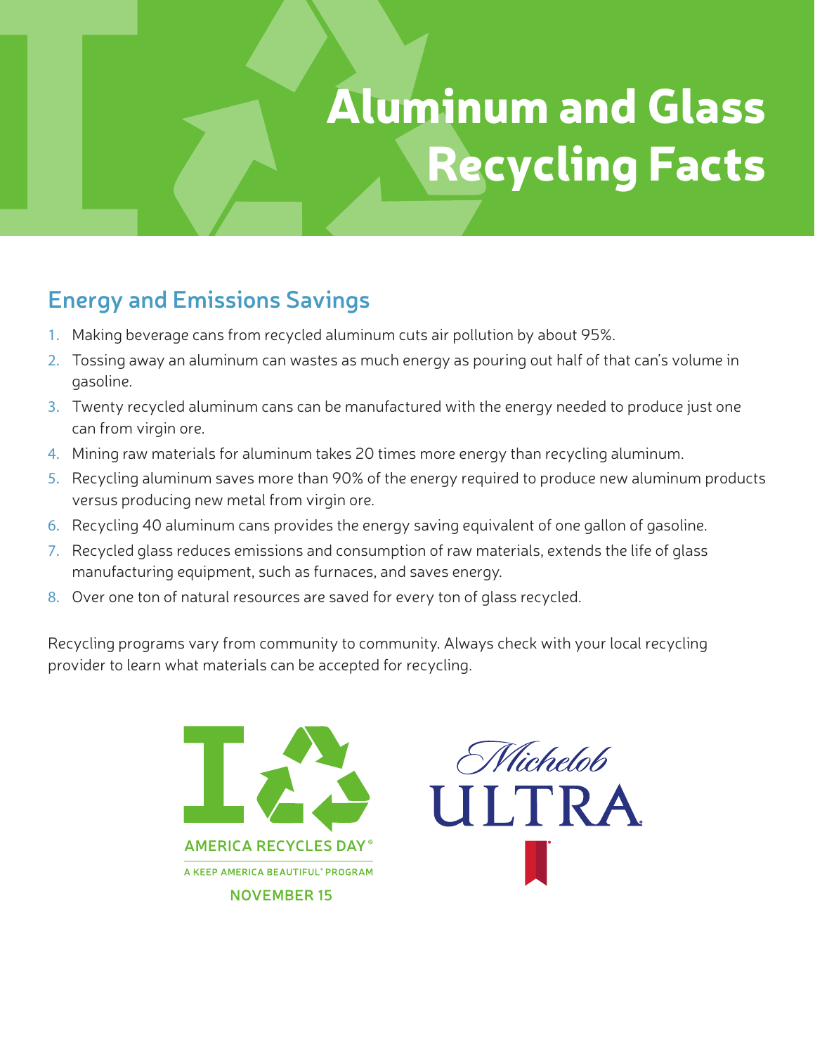# Aluminum and Glass Recycling Facts

## Energy and Emissions Savings

1. Making beverage cans from recycled aluminum cuts air pollution by about 95%.
2. Tossing away an aluminum can wastes as much energy as pouring out half of that can's volume in gasoline.
3. Twenty recycled aluminum cans can be manufactured with the energy needed to produce just one can from virgin ore.
4. Mining raw materials for aluminum takes 20 times more energy than recycling aluminum.
5. Recycling aluminum saves more than 90% of the energy required to produce new aluminum products versus producing new metal from virgin ore.
6. Recycling 40 aluminum cans provides the energy saving equivalent of one gallon of gasoline.
7. Recycled glass reduces emissions and consumption of raw materials, extends the life of glass manufacturing equipment, such as furnaces, and saves energy.
8. Over one ton of natural resources are saved for every ton of glass recycled.

Recycling programs vary from community to community. Always check with your local recycling provider to learn what materials can be accepted for recycling.

AMERICA RECYCLES DAY®
A KEEP AMERICA BEAUTIFUL® PROGRAM
NOVEMBER 15

Michelob ULTRA